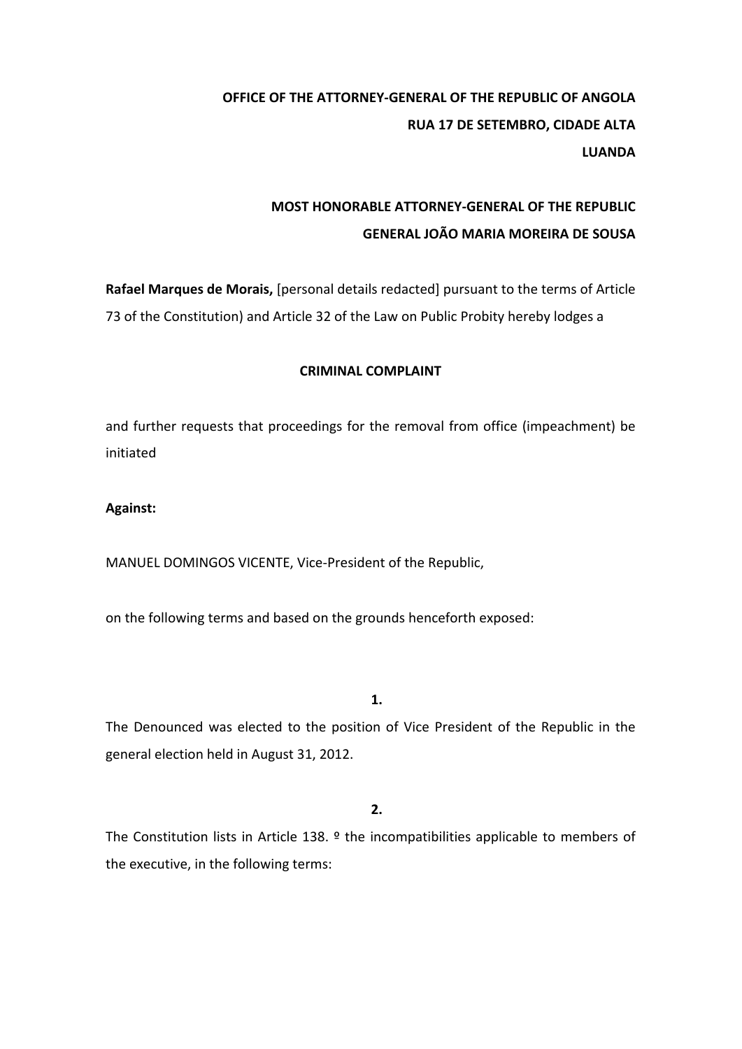**OFFICE OF THE ATTORNEY-GENERAL OF THE REPUBLIC OF ANGOLA**
**RUA 17 DE SETEMBRO, CIDADE ALTA**
**LUANDA**

**MOST HONORABLE ATTORNEY-GENERAL OF THE REPUBLIC**
**GENERAL JOÃO MARIA MOREIRA DE SOUSA**

**Rafael Marques de Morais,** [personal details redacted] pursuant to the terms of Article 73 of the Constitution) and Article 32 of the Law on Public Probity hereby lodges a

**CRIMINAL COMPLAINT**

and further requests that proceedings for the removal from office (impeachment) be initiated

**Against:**

MANUEL DOMINGOS VICENTE, Vice-President of the Republic,

on the following terms and based on the grounds henceforth exposed:

**1.**

The Denounced was elected to the position of Vice President of the Republic in the general election held in August 31, 2012.

**2.**

The Constitution lists in Article 138. º the incompatibilities applicable to members of the executive, in the following terms: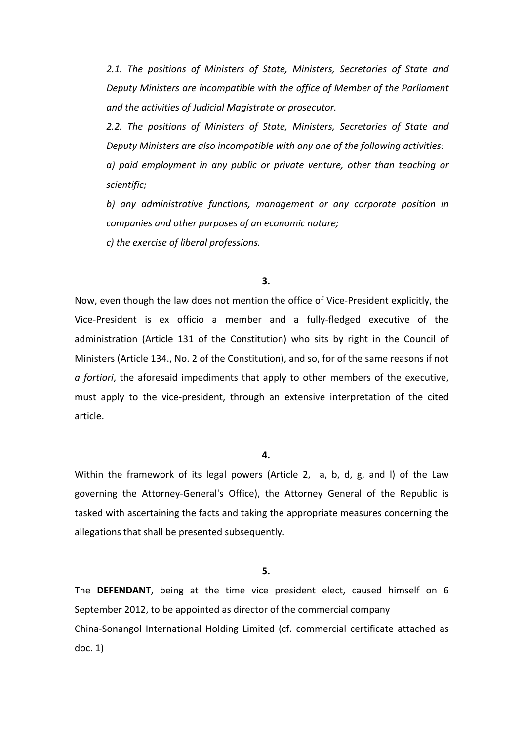*2.1. The positions of Ministers of State, Ministers, Secretaries of State and Deputy Ministers are incompatible with the office of Member of the Parliament and the activities of Judicial Magistrate or prosecutor.*

*2.2. The positions of Ministers of State, Ministers, Secretaries of State and Deputy Ministers are also incompatible with any one of the following activities:*

*a) paid employment in any public or private venture, other than teaching or scientific;*

*b) any administrative functions, management or any corporate position in companies and other purposes of an economic nature;*

*c) the exercise of liberal professions.*

**3.**

Now, even though the law does not mention the office of Vice-President explicitly, the Vice-President is ex officio a member and a fully-fledged executive of the administration (Article 131 of the Constitution) who sits by right in the Council of Ministers (Article 134., No. 2 of the Constitution), and so, for of the same reasons if not *a fortiori*, the aforesaid impediments that apply to other members of the executive, must apply to the vice-president, through an extensive interpretation of the cited article.

**4.**

Within the framework of its legal powers (Article 2, a, b, d, g, and l) of the Law governing the Attorney-General's Office), the Attorney General of the Republic is tasked with ascertaining the facts and taking the appropriate measures concerning the allegations that shall be presented subsequently.

**5.**

The **DEFENDANT**, being at the time vice president elect, caused himself on 6 September 2012, to be appointed as director of the commercial company China-Sonangol International Holding Limited (cf. commercial certificate attached as doc. 1)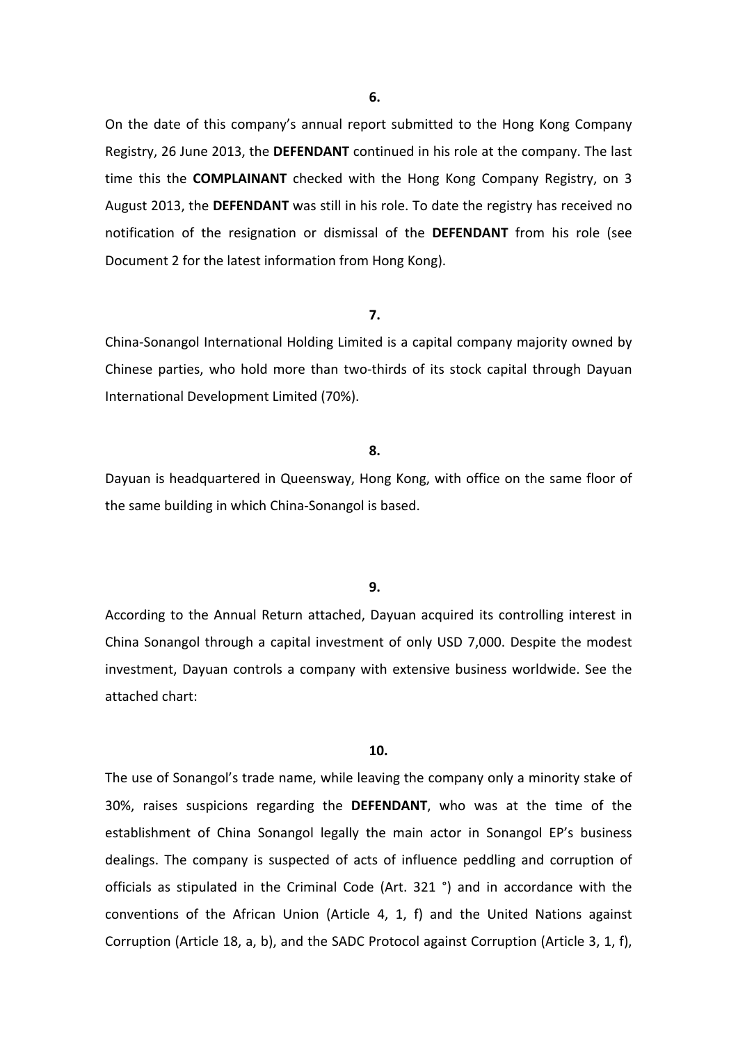**6.**

On the date of this company's annual report submitted to the Hong Kong Company Registry, 26 June 2013, the **DEFENDANT** continued in his role at the company. The last time this the **COMPLAINANT** checked with the Hong Kong Company Registry, on 3 August 2013, the **DEFENDANT** was still in his role. To date the registry has received no notification of the resignation or dismissal of the **DEFENDANT** from his role (see Document 2 for the latest information from Hong Kong).

**7.**

China-Sonangol International Holding Limited is a capital company majority owned by Chinese parties, who hold more than two-thirds of its stock capital through Dayuan International Development Limited (70%).

**8.**

Dayuan is headquartered in Queensway, Hong Kong, with office on the same floor of the same building in which China-Sonangol is based.

**9.**

According to the Annual Return attached, Dayuan acquired its controlling interest in China Sonangol through a capital investment of only USD 7,000. Despite the modest investment, Dayuan controls a company with extensive business worldwide. See the attached chart:

**10.**

The use of Sonangol's trade name, while leaving the company only a minority stake of 30%, raises suspicions regarding the **DEFENDANT**, who was at the time of the establishment of China Sonangol legally the main actor in Sonangol EP's business dealings. The company is suspected of acts of influence peddling and corruption of officials as stipulated in the Criminal Code (Art. 321 °) and in accordance with the conventions of the African Union (Article 4, 1, f) and the United Nations against Corruption (Article 18, a, b), and the SADC Protocol against Corruption (Article 3, 1, f),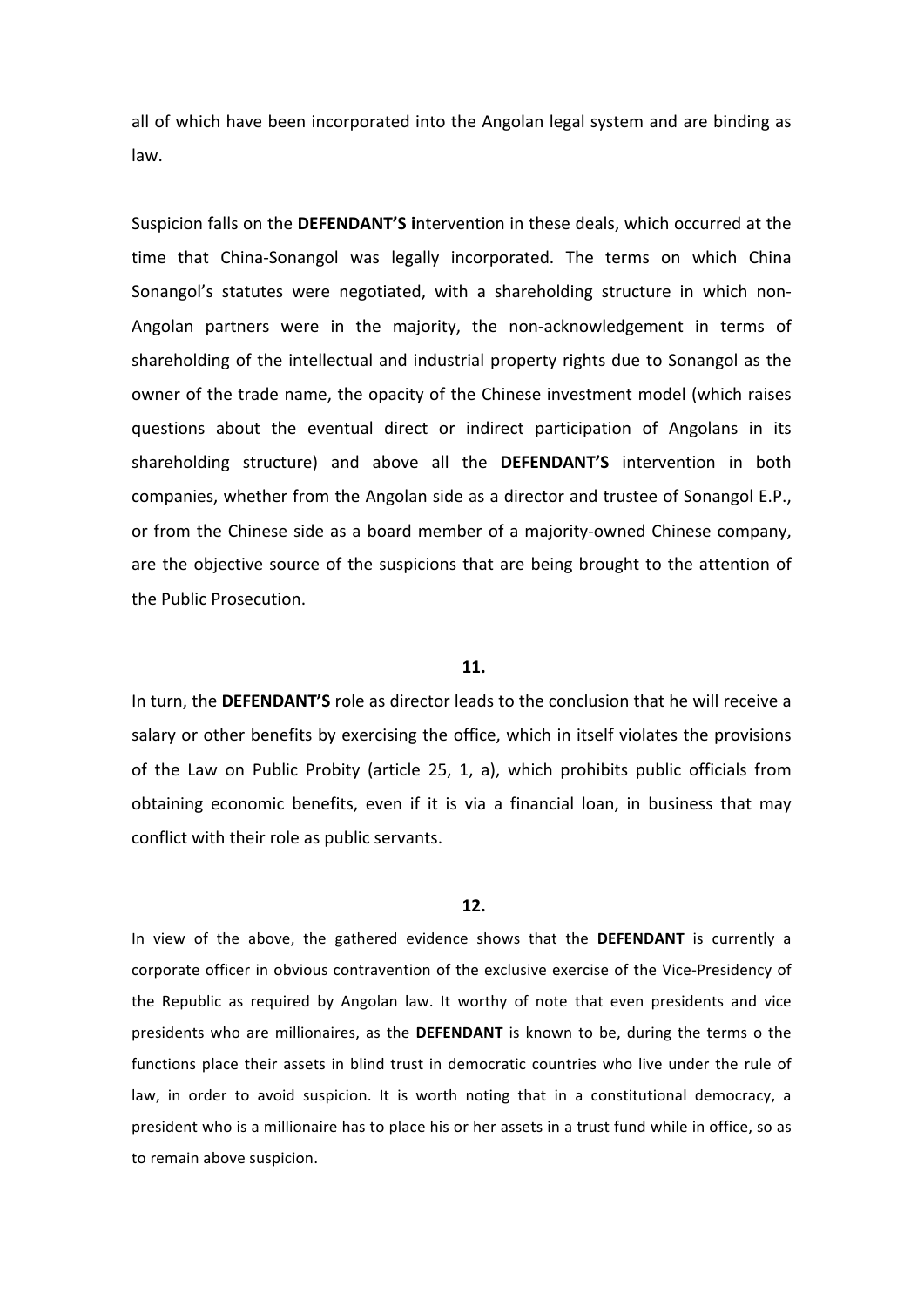all of which have been incorporated into the Angolan legal system and are binding as law.

Suspicion falls on the **DEFENDANT'S i**ntervention in these deals, which occurred at the time that China-Sonangol was legally incorporated. The terms on which China Sonangol's statutes were negotiated, with a shareholding structure in which non-Angolan partners were in the majority, the non-acknowledgement in terms of shareholding of the intellectual and industrial property rights due to Sonangol as the owner of the trade name, the opacity of the Chinese investment model (which raises questions about the eventual direct or indirect participation of Angolans in its shareholding structure) and above all the **DEFENDANT'S** intervention in both companies, whether from the Angolan side as a director and trustee of Sonangol E.P., or from the Chinese side as a board member of a majority-owned Chinese company, are the objective source of the suspicions that are being brought to the attention of the Public Prosecution.

**11.**

In turn, the **DEFENDANT'S** role as director leads to the conclusion that he will receive a salary or other benefits by exercising the office, which in itself violates the provisions of the Law on Public Probity (article 25, 1, a), which prohibits public officials from obtaining economic benefits, even if it is via a financial loan, in business that may conflict with their role as public servants.

**12.**

In view of the above, the gathered evidence shows that the **DEFENDANT** is currently a corporate officer in obvious contravention of the exclusive exercise of the Vice-Presidency of the Republic as required by Angolan law. It worthy of note that even presidents and vice presidents who are millionaires, as the **DEFENDANT** is known to be, during the terms o the functions place their assets in blind trust in democratic countries who live under the rule of law, in order to avoid suspicion. It is worth noting that in a constitutional democracy, a president who is a millionaire has to place his or her assets in a trust fund while in office, so as to remain above suspicion.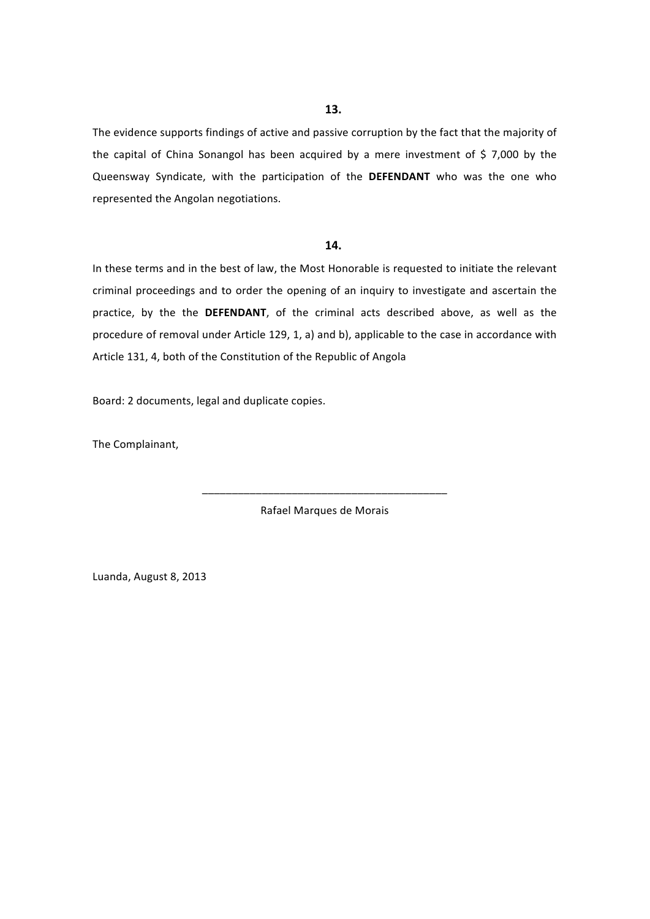**13.**

The evidence supports findings of active and passive corruption by the fact that the majority of the capital of China Sonangol has been acquired by a mere investment of $ 7,000 by the Queensway Syndicate, with the participation of the **DEFENDANT** who was the one who represented the Angolan negotiations.

**14.**

In these terms and in the best of law, the Most Honorable is requested to initiate the relevant criminal proceedings and to order the opening of an inquiry to investigate and ascertain the practice, by the the **DEFENDANT**, of the criminal acts described above, as well as the procedure of removal under Article 129, 1, a) and b), applicable to the case in accordance with Article 131, 4, both of the Constitution of the Republic of Angola

Board: 2 documents, legal and duplicate copies.

The Complainant,

\_\_\_\_\_\_\_\_\_\_\_\_\_\_\_\_\_\_\_\_\_\_\_\_\_\_\_\_\_\_\_\_\_\_\_\_\_\_\_\_\_\_

Rafael Marques de Morais

Luanda, August 8, 2013